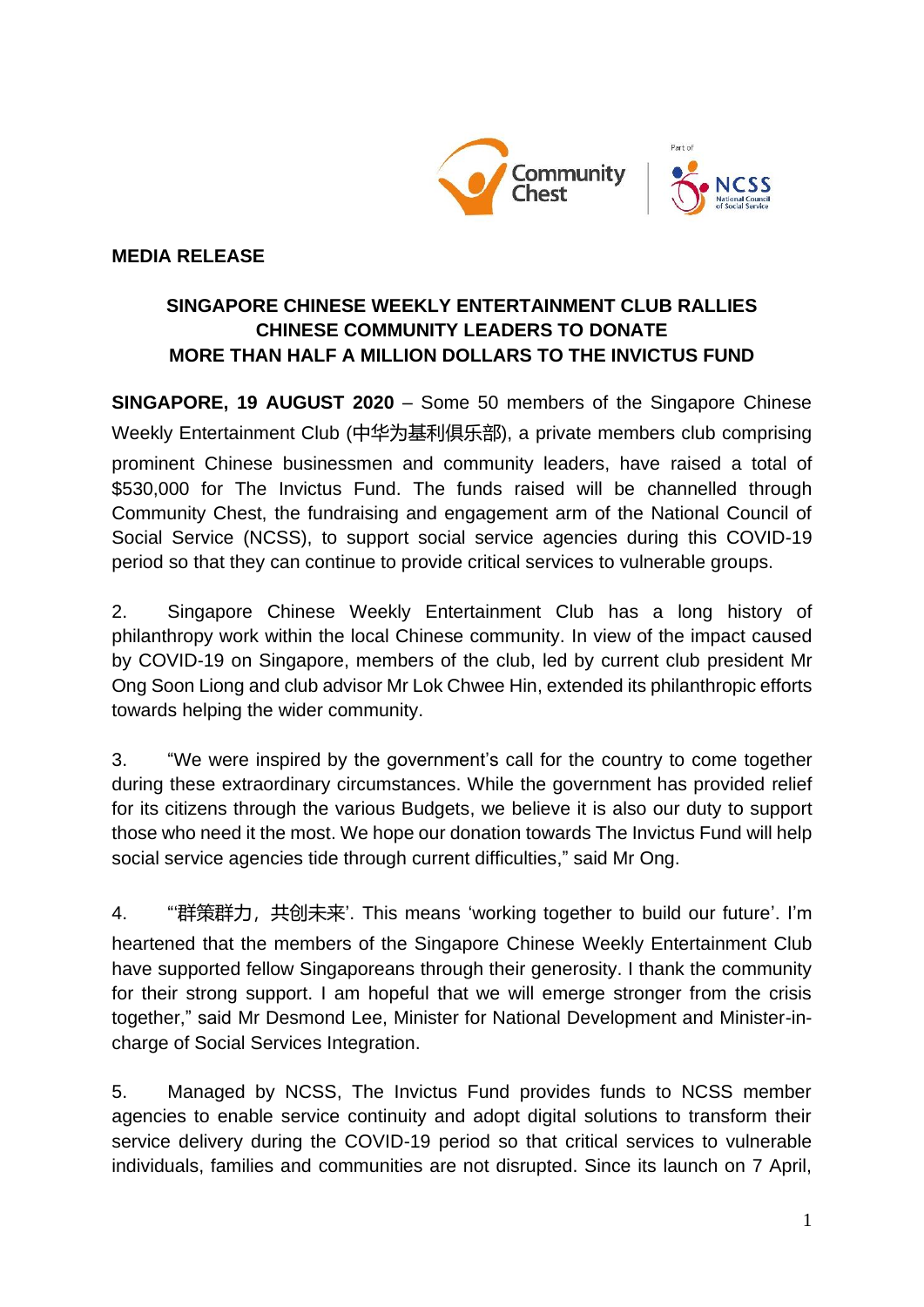**MEDIA RELEASE**

**SINGAPORE CHINESE WEEKLY ENTERTAINMENT CLUB RALLIES CHINESE COMMUNITY LEADERS TO DONATE MORE THAN HALF A MILLION DOLLARS TO THE INVICTUS FUND**

**SINGAPORE, 19 AUGUST 2020** – Some 50 members of the Singapore Chinese Weekly Entertainment Club (中华为基利俱乐部), a private members club comprising prominent Chinese businessmen and community leaders, have raised a total of $530,000 for The Invictus Fund. The funds raised will be channelled through Community Chest, the fundraising and engagement arm of the National Council of Social Service (NCSS), to support social service agencies during this COVID-19 period so that they can continue to provide critical services to vulnerable groups.

2. Singapore Chinese Weekly Entertainment Club has a long history of philanthropy work within the local Chinese community. In view of the impact caused by COVID-19 on Singapore, members of the club, led by current club president Mr Ong Soon Liong and club advisor Mr Lok Chwee Hin, extended its philanthropic efforts towards helping the wider community.

3. "We were inspired by the government's call for the country to come together during these extraordinary circumstances. While the government has provided relief for its citizens through the various Budgets, we believe it is also our duty to support those who need it the most. We hope our donation towards The Invictus Fund will help social service agencies tide through current difficulties," said Mr Ong.

4. "'群策群力，共创未来'. This means 'working together to build our future'. I'm heartened that the members of the Singapore Chinese Weekly Entertainment Club have supported fellow Singaporeans through their generosity. I thank the community for their strong support. I am hopeful that we will emerge stronger from the crisis together," said Mr Desmond Lee, Minister for National Development and Minister-in-charge of Social Services Integration.

5. Managed by NCSS, The Invictus Fund provides funds to NCSS member agencies to enable service continuity and adopt digital solutions to transform their service delivery during the COVID-19 period so that critical services to vulnerable individuals, families and communities are not disrupted. Since its launch on 7 April,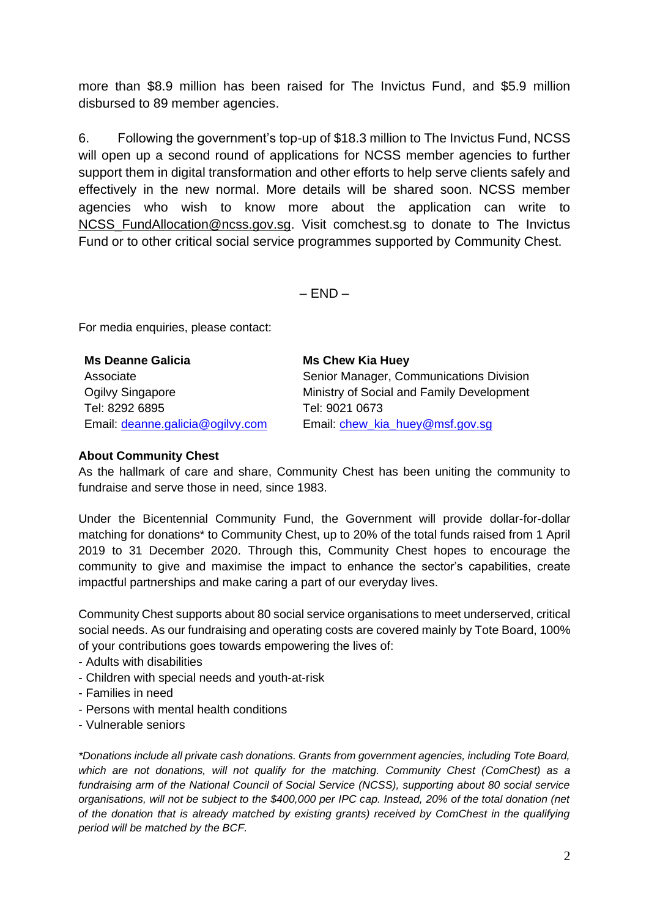more than $8.9 million has been raised for The Invictus Fund, and $5.9 million disbursed to 89 member agencies.

6. Following the government's top-up of $18.3 million to The Invictus Fund, NCSS will open up a second round of applications for NCSS member agencies to further support them in digital transformation and other efforts to help serve clients safely and effectively in the new normal. More details will be shared soon. NCSS member agencies who wish to know more about the application can write to NCSS_FundAllocation@ncss.gov.sg. Visit comchest.sg to donate to The Invictus Fund or to other critical social service programmes supported by Community Chest.

– END –

For media enquiries, please contact:

| **Ms Deanne Galicia** | **Ms Chew Kia Huey** |
|---|---|
| Associate | Senior Manager, Communications Division |
| Ogilvy Singapore | Ministry of Social and Family Development |
| Tel: 8292 6895 | Tel: 9021 0673 |
| Email: deanne.galicia@ogilvy.com | Email: chew_kia_huey@msf.gov.sg |

**About Community Chest**

As the hallmark of care and share, Community Chest has been uniting the community to fundraise and serve those in need, since 1983.

Under the Bicentennial Community Fund, the Government will provide dollar-for-dollar matching for donations* to Community Chest, up to 20% of the total funds raised from 1 April 2019 to 31 December 2020. Through this, Community Chest hopes to encourage the community to give and maximise the impact to enhance the sector's capabilities, create impactful partnerships and make caring a part of our everyday lives.

Community Chest supports about 80 social service organisations to meet underserved, critical social needs. As our fundraising and operating costs are covered mainly by Tote Board, 100% of your contributions goes towards empowering the lives of:

- Adults with disabilities
- Children with special needs and youth-at-risk
- Families in need
- Persons with mental health conditions
- Vulnerable seniors

*\*Donations include all private cash donations. Grants from government agencies, including Tote Board, which are not donations, will not qualify for the matching. Community Chest (ComChest) as a fundraising arm of the National Council of Social Service (NCSS), supporting about 80 social service organisations, will not be subject to the $400,000 per IPC cap. Instead, 20% of the total donation (net of the donation that is already matched by existing grants) received by ComChest in the qualifying period will be matched by the BCF.*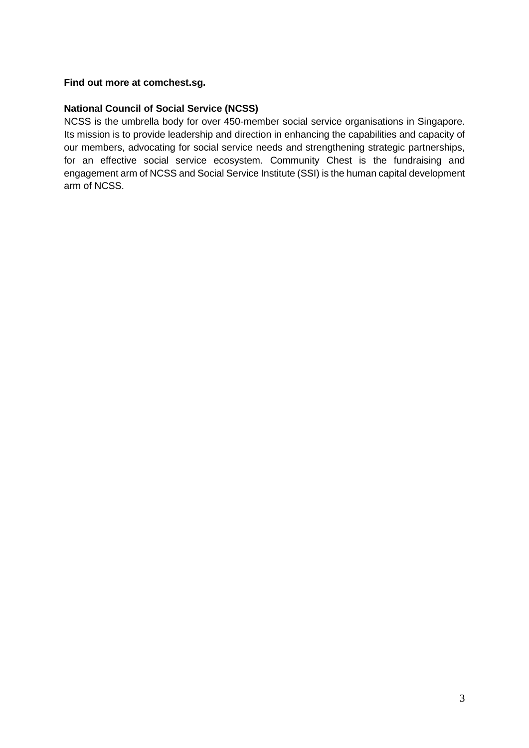**Find out more at comchest.sg.**

**National Council of Social Service (NCSS)**

NCSS is the umbrella body for over 450-member social service organisations in Singapore. Its mission is to provide leadership and direction in enhancing the capabilities and capacity of our members, advocating for social service needs and strengthening strategic partnerships, for an effective social service ecosystem. Community Chest is the fundraising and engagement arm of NCSS and Social Service Institute (SSI) is the human capital development arm of NCSS.